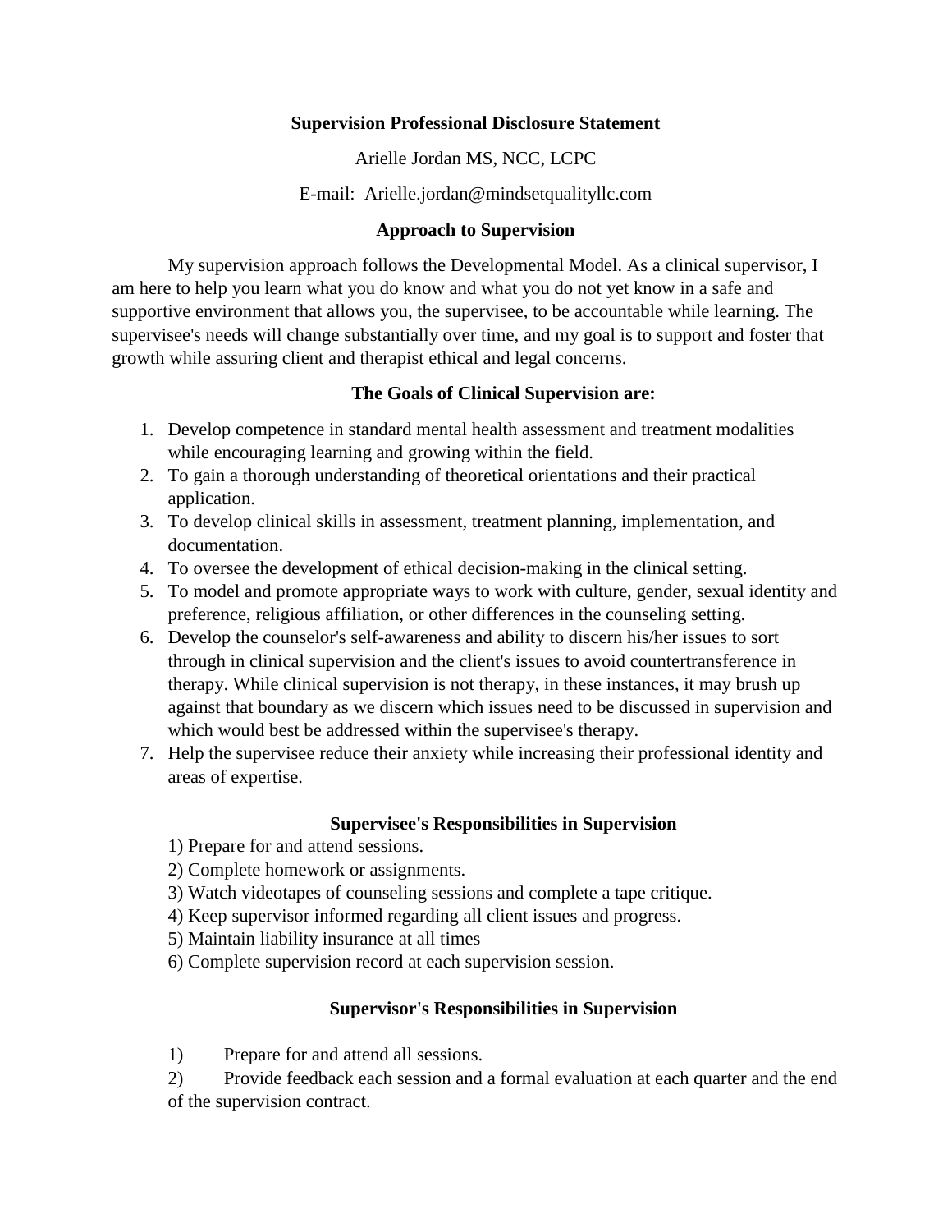# Supervision Professional Disclosure Statement

Arielle Jordan MS, NCC, LCPC

E-mail: Arielle.jordan@mindsetqualityllc.com

## Approach to Supervision

My supervision approach follows the Developmental Model. As a clinical supervisor, I am here to help you learn what you do know and what you do not yet know in a safe and supportive environment that allows you, the supervisee, to be accountable while learning. The supervisee's needs will change substantially over time, and my goal is to support and foster that growth while assuring client and therapist ethical and legal concerns.

## The Goals of Clinical Supervision are:

1. Develop competence in standard mental health assessment and treatment modalities while encouraging learning and growing within the field.
2. To gain a thorough understanding of theoretical orientations and their practical application.
3. To develop clinical skills in assessment, treatment planning, implementation, and documentation.
4. To oversee the development of ethical decision-making in the clinical setting.
5. To model and promote appropriate ways to work with culture, gender, sexual identity and preference, religious affiliation, or other differences in the counseling setting.
6. Develop the counselor's self-awareness and ability to discern his/her issues to sort through in clinical supervision and the client's issues to avoid countertransference in therapy. While clinical supervision is not therapy, in these instances, it may brush up against that boundary as we discern which issues need to be discussed in supervision and which would best be addressed within the supervisee's therapy.
7. Help the supervisee reduce their anxiety while increasing their professional identity and areas of expertise.

## Supervisee's Responsibilities in Supervision

1) Prepare for and attend sessions.
2) Complete homework or assignments.
3) Watch videotapes of counseling sessions and complete a tape critique.
4) Keep supervisor informed regarding all client issues and progress.
5) Maintain liability insurance at all times
6) Complete supervision record at each supervision session.

## Supervisor's Responsibilities in Supervision

1) Prepare for and attend all sessions.
2) Provide feedback each session and a formal evaluation at each quarter and the end of the supervision contract.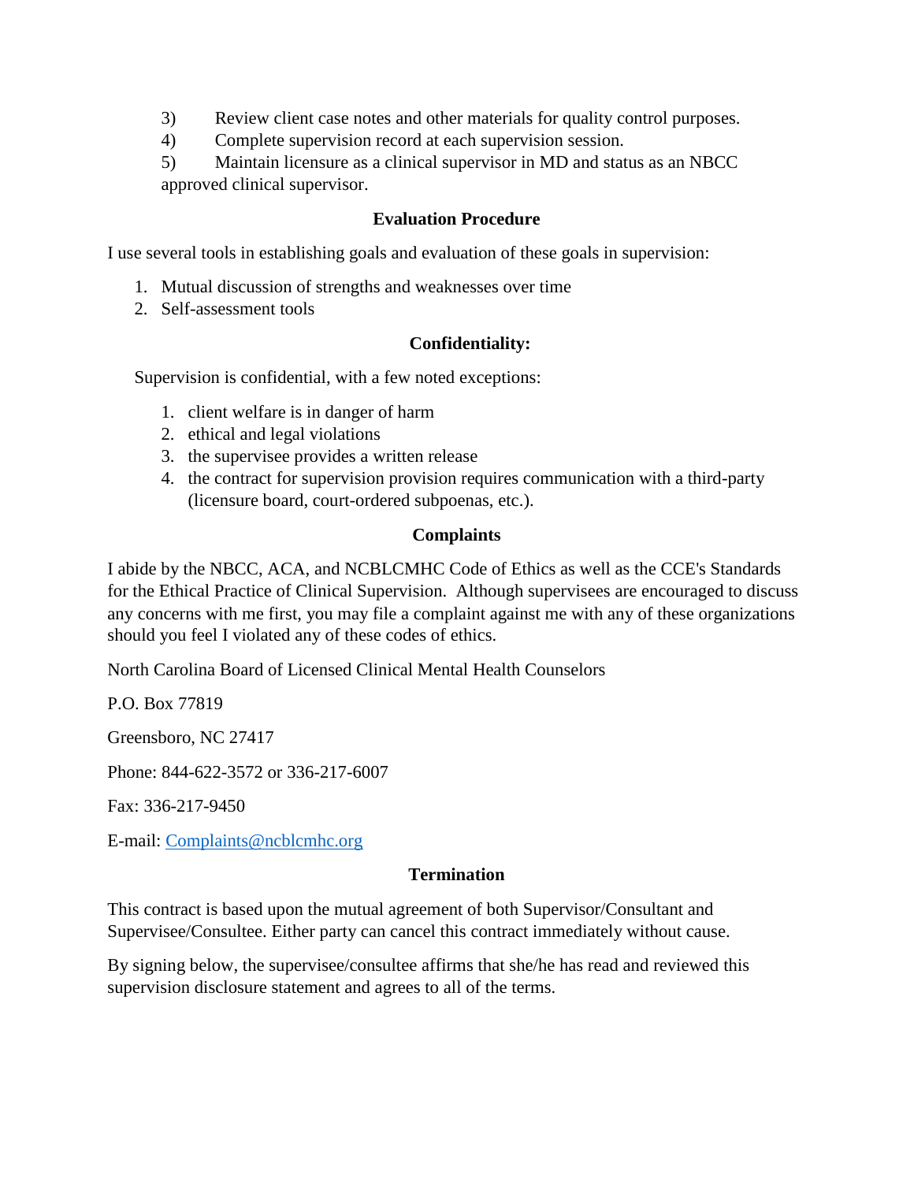3) Review client case notes and other materials for quality control purposes.
4) Complete supervision record at each supervision session.
5) Maintain licensure as a clinical supervisor in MD and status as an NBCC approved clinical supervisor.

### Evaluation Procedure

I use several tools in establishing goals and evaluation of these goals in supervision:

1. Mutual discussion of strengths and weaknesses over time
2. Self-assessment tools

### Confidentiality:

Supervision is confidential, with a few noted exceptions:

1. client welfare is in danger of harm
2. ethical and legal violations
3. the supervisee provides a written release
4. the contract for supervision provision requires communication with a third-party (licensure board, court-ordered subpoenas, etc.).

### Complaints

I abide by the NBCC, ACA, and NCBLCMHC Code of Ethics as well as the CCE's Standards for the Ethical Practice of Clinical Supervision. Although supervisees are encouraged to discuss any concerns with me first, you may file a complaint against me with any of these organizations should you feel I violated any of these codes of ethics.

North Carolina Board of Licensed Clinical Mental Health Counselors

P.O. Box 77819

Greensboro, NC 27417

Phone: 844-622-3572 or 336-217-6007

Fax: 336-217-9450

E-mail: Complaints@ncblcmhc.org

### Termination

This contract is based upon the mutual agreement of both Supervisor/Consultant and Supervisee/Consultee. Either party can cancel this contract immediately without cause.

By signing below, the supervisee/consultee affirms that she/he has read and reviewed this supervision disclosure statement and agrees to all of the terms.